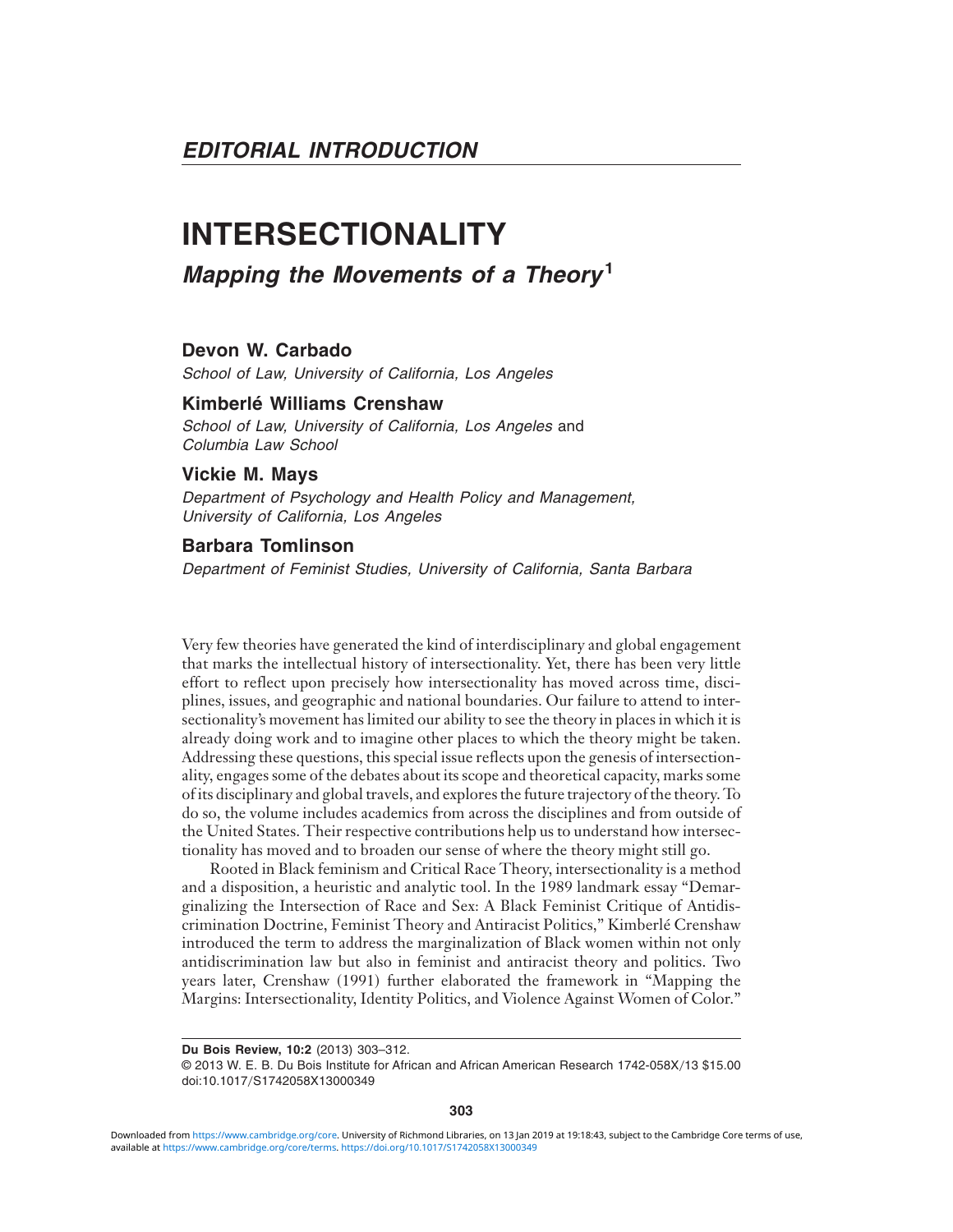## EDITORIAL INTRODUCTION

# INTERSECTIONALITY

## *Mapping the Movements of a Theory*[1]

**Devon W. Carbado**
*School of Law, University of California, Los Angeles*

**Kimberlé Williams Crenshaw**
*School of Law, University of California, Los Angeles* and *Columbia Law School*

**Vickie M. Mays**
*Department of Psychology and Health Policy and Management, University of California, Los Angeles*

**Barbara Tomlinson**
*Department of Feminist Studies, University of California, Santa Barbara*

Very few theories have generated the kind of interdisciplinary and global engagement that marks the intellectual history of intersectionality. Yet, there has been very little effort to reflect upon precisely how intersectionality has moved across time, disciplines, issues, and geographic and national boundaries. Our failure to attend to intersectionality's movement has limited our ability to see the theory in places in which it is already doing work and to imagine other places to which the theory might be taken. Addressing these questions, this special issue reflects upon the genesis of intersectionality, engages some of the debates about its scope and theoretical capacity, marks some of its disciplinary and global travels, and explores the future trajectory of the theory. To do so, the volume includes academics from across the disciplines and from outside of the United States. Their respective contributions help us to understand how intersectionality has moved and to broaden our sense of where the theory might still go.

Rooted in Black feminism and Critical Race Theory, intersectionality is a method and a disposition, a heuristic and analytic tool. In the 1989 landmark essay "Demarginalizing the Intersection of Race and Sex: A Black Feminist Critique of Antidiscrimination Doctrine, Feminist Theory and Antiracist Politics," Kimberlé Crenshaw introduced the term to address the marginalization of Black women within not only antidiscrimination law but also in feminist and antiracist theory and politics. Two years later, Crenshaw (1991) further elaborated the framework in "Mapping the Margins: Intersectionality, Identity Politics, and Violence Against Women of Color."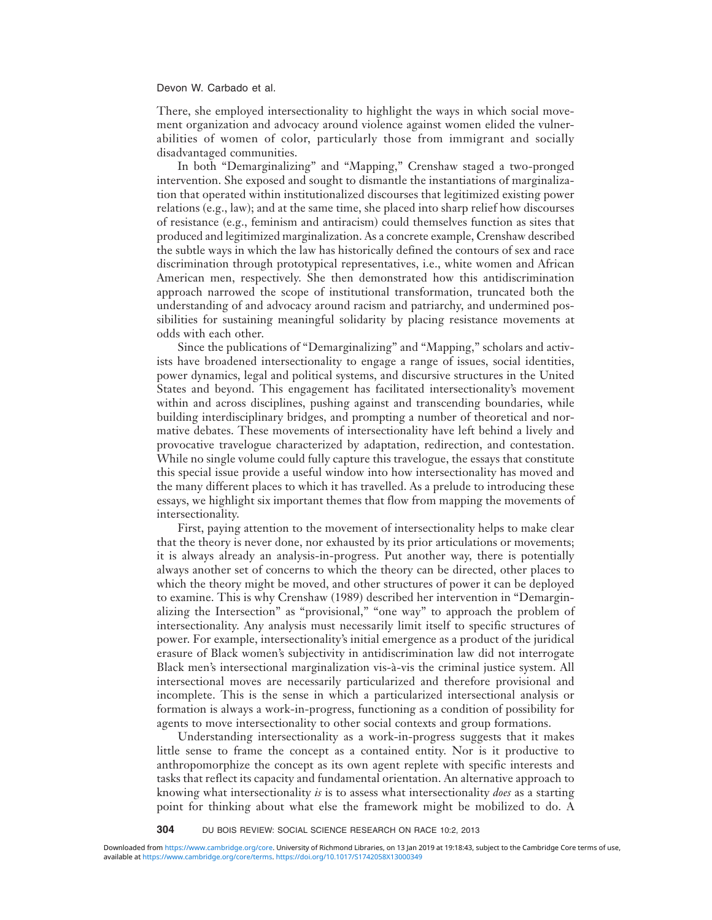There, she employed intersectionality to highlight the ways in which social movement organization and advocacy around violence against women elided the vulnerabilities of women of color, particularly those from immigrant and socially disadvantaged communities.

In both "Demarginalizing" and "Mapping," Crenshaw staged a two-pronged intervention. She exposed and sought to dismantle the instantiations of marginalization that operated within institutionalized discourses that legitimized existing power relations (e.g., law); and at the same time, she placed into sharp relief how discourses of resistance (e.g., feminism and antiracism) could themselves function as sites that produced and legitimized marginalization. As a concrete example, Crenshaw described the subtle ways in which the law has historically defined the contours of sex and race discrimination through prototypical representatives, i.e., white women and African American men, respectively. She then demonstrated how this antidiscrimination approach narrowed the scope of institutional transformation, truncated both the understanding of and advocacy around racism and patriarchy, and undermined possibilities for sustaining meaningful solidarity by placing resistance movements at odds with each other.

Since the publications of "Demarginalizing" and "Mapping," scholars and activists have broadened intersectionality to engage a range of issues, social identities, power dynamics, legal and political systems, and discursive structures in the United States and beyond. This engagement has facilitated intersectionality's movement within and across disciplines, pushing against and transcending boundaries, while building interdisciplinary bridges, and prompting a number of theoretical and normative debates. These movements of intersectionality have left behind a lively and provocative travelogue characterized by adaptation, redirection, and contestation. While no single volume could fully capture this travelogue, the essays that constitute this special issue provide a useful window into how intersectionality has moved and the many different places to which it has travelled. As a prelude to introducing these essays, we highlight six important themes that flow from mapping the movements of intersectionality.

First, paying attention to the movement of intersectionality helps to make clear that the theory is never done, nor exhausted by its prior articulations or movements; it is always already an analysis-in-progress. Put another way, there is potentially always another set of concerns to which the theory can be directed, other places to which the theory might be moved, and other structures of power it can be deployed to examine. This is why Crenshaw (1989) described her intervention in "Demarginalizing the Intersection" as "provisional," "one way" to approach the problem of intersectionality. Any analysis must necessarily limit itself to specific structures of power. For example, intersectionality's initial emergence as a product of the juridical erasure of Black women's subjectivity in antidiscrimination law did not interrogate Black men's intersectional marginalization vis-à-vis the criminal justice system. All intersectional moves are necessarily particularized and therefore provisional and incomplete. This is the sense in which a particularized intersectional analysis or formation is always a work-in-progress, functioning as a condition of possibility for agents to move intersectionality to other social contexts and group formations.

Understanding intersectionality as a work-in-progress suggests that it makes little sense to frame the concept as a contained entity. Nor is it productive to anthropomorphize the concept as its own agent replete with specific interests and tasks that reflect its capacity and fundamental orientation. An alternative approach to knowing what intersectionality *is* is to assess what intersectionality *does* as a starting point for thinking about what else the framework might be mobilized to do. A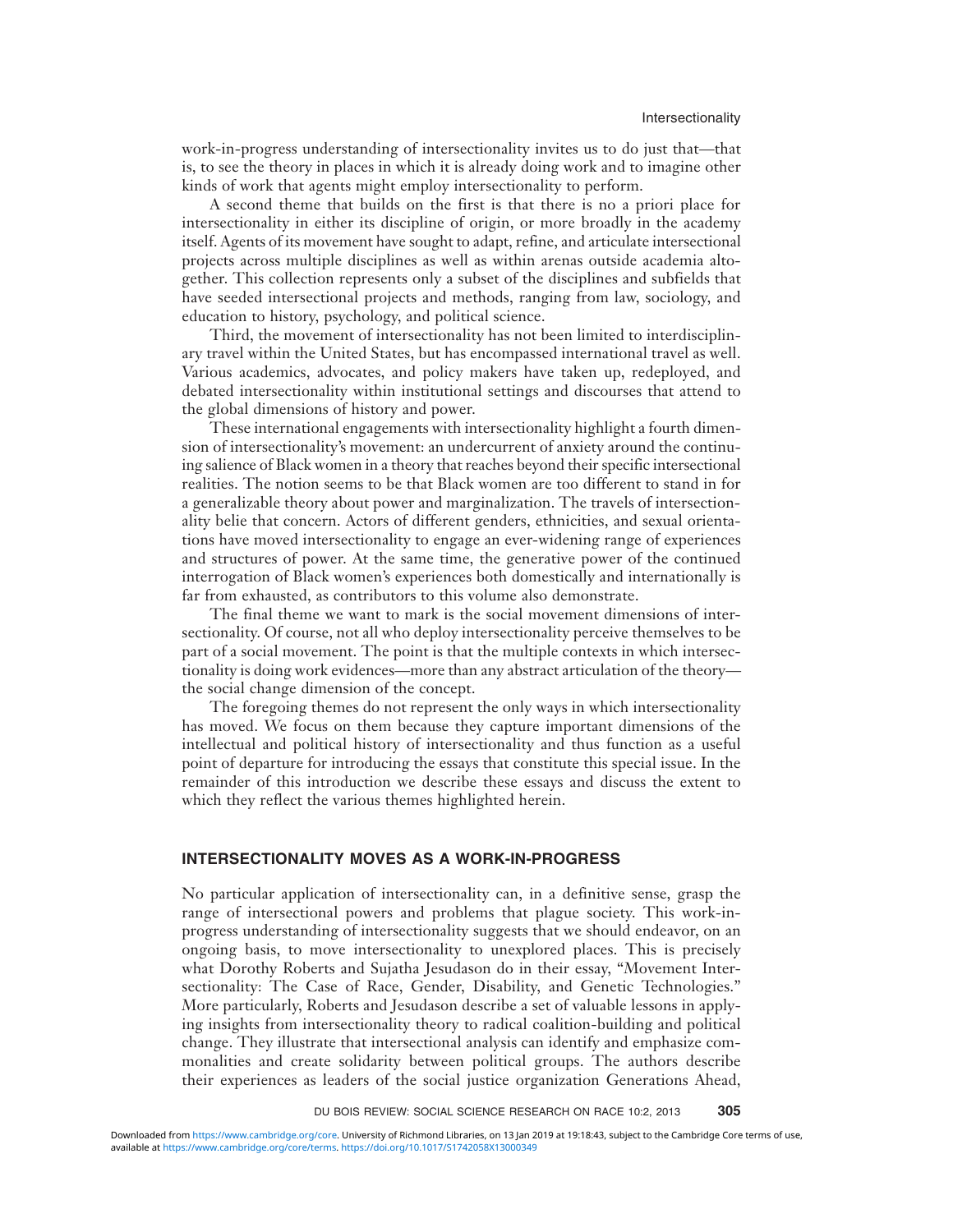work-in-progress understanding of intersectionality invites us to do just that—that is, to see the theory in places in which it is already doing work and to imagine other kinds of work that agents might employ intersectionality to perform.

A second theme that builds on the first is that there is no a priori place for intersectionality in either its discipline of origin, or more broadly in the academy itself. Agents of its movement have sought to adapt, refine, and articulate intersectional projects across multiple disciplines as well as within arenas outside academia altogether. This collection represents only a subset of the disciplines and subfields that have seeded intersectional projects and methods, ranging from law, sociology, and education to history, psychology, and political science.

Third, the movement of intersectionality has not been limited to interdisciplinary travel within the United States, but has encompassed international travel as well. Various academics, advocates, and policy makers have taken up, redeployed, and debated intersectionality within institutional settings and discourses that attend to the global dimensions of history and power.

These international engagements with intersectionality highlight a fourth dimension of intersectionality's movement: an undercurrent of anxiety around the continuing salience of Black women in a theory that reaches beyond their specific intersectional realities. The notion seems to be that Black women are too different to stand in for a generalizable theory about power and marginalization. The travels of intersectionality belie that concern. Actors of different genders, ethnicities, and sexual orientations have moved intersectionality to engage an ever-widening range of experiences and structures of power. At the same time, the generative power of the continued interrogation of Black women's experiences both domestically and internationally is far from exhausted, as contributors to this volume also demonstrate.

The final theme we want to mark is the social movement dimensions of intersectionality. Of course, not all who deploy intersectionality perceive themselves to be part of a social movement. The point is that the multiple contexts in which intersectionality is doing work evidences—more than any abstract articulation of the theory—the social change dimension of the concept.

The foregoing themes do not represent the only ways in which intersectionality has moved. We focus on them because they capture important dimensions of the intellectual and political history of intersectionality and thus function as a useful point of departure for introducing the essays that constitute this special issue. In the remainder of this introduction we describe these essays and discuss the extent to which they reflect the various themes highlighted herein.

## INTERSECTIONALITY MOVES AS A WORK-IN-PROGRESS

No particular application of intersectionality can, in a definitive sense, grasp the range of intersectional powers and problems that plague society. This work-in-progress understanding of intersectionality suggests that we should endeavor, on an ongoing basis, to move intersectionality to unexplored places. This is precisely what Dorothy Roberts and Sujatha Jesudason do in their essay, "Movement Intersectionality: The Case of Race, Gender, Disability, and Genetic Technologies." More particularly, Roberts and Jesudason describe a set of valuable lessons in applying insights from intersectionality theory to radical coalition-building and political change. They illustrate that intersectional analysis can identify and emphasize commonalities and create solidarity between political groups. The authors describe their experiences as leaders of the social justice organization Generations Ahead,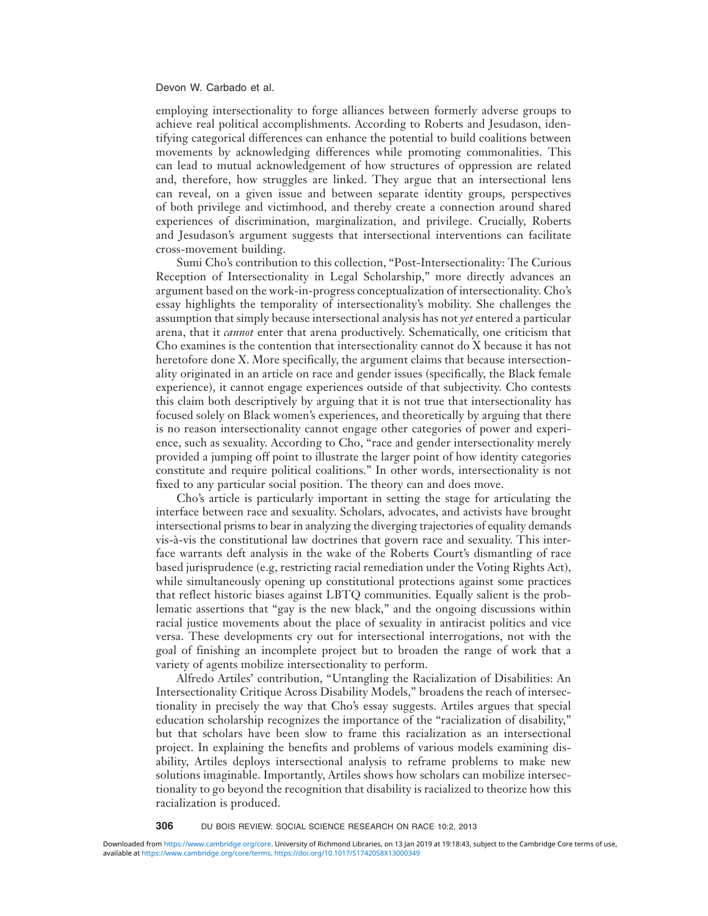employing intersectionality to forge alliances between formerly adverse groups to achieve real political accomplishments. According to Roberts and Jesudason, identifying categorical differences can enhance the potential to build coalitions between movements by acknowledging differences while promoting commonalities. This can lead to mutual acknowledgement of how structures of oppression are related and, therefore, how struggles are linked. They argue that an intersectional lens can reveal, on a given issue and between separate identity groups, perspectives of both privilege and victimhood, and thereby create a connection around shared experiences of discrimination, marginalization, and privilege. Crucially, Roberts and Jesudason's argument suggests that intersectional interventions can facilitate cross-movement building.

Sumi Cho's contribution to this collection, "Post-Intersectionality: The Curious Reception of Intersectionality in Legal Scholarship," more directly advances an argument based on the work-in-progress conceptualization of intersectionality. Cho's essay highlights the temporality of intersectionality's mobility. She challenges the assumption that simply because intersectional analysis has not *yet* entered a particular arena, that it *cannot* enter that arena productively. Schematically, one criticism that Cho examines is the contention that intersectionality cannot do X because it has not heretofore done X. More specifically, the argument claims that because intersectionality originated in an article on race and gender issues (specifically, the Black female experience), it cannot engage experiences outside of that subjectivity. Cho contests this claim both descriptively by arguing that it is not true that intersectionality has focused solely on Black women's experiences, and theoretically by arguing that there is no reason intersectionality cannot engage other categories of power and experience, such as sexuality. According to Cho, "race and gender intersectionality merely provided a jumping off point to illustrate the larger point of how identity categories constitute and require political coalitions." In other words, intersectionality is not fixed to any particular social position. The theory can and does move.

Cho's article is particularly important in setting the stage for articulating the interface between race and sexuality. Scholars, advocates, and activists have brought intersectional prisms to bear in analyzing the diverging trajectories of equality demands vis-à-vis the constitutional law doctrines that govern race and sexuality. This interface warrants deft analysis in the wake of the Roberts Court's dismantling of race based jurisprudence (e.g, restricting racial remediation under the Voting Rights Act), while simultaneously opening up constitutional protections against some practices that reflect historic biases against LBTQ communities. Equally salient is the problematic assertions that "gay is the new black," and the ongoing discussions within racial justice movements about the place of sexuality in antiracist politics and vice versa. These developments cry out for intersectional interrogations, not with the goal of finishing an incomplete project but to broaden the range of work that a variety of agents mobilize intersectionality to perform.

Alfredo Artiles' contribution, "Untangling the Racialization of Disabilities: An Intersectionality Critique Across Disability Models," broadens the reach of intersectionality in precisely the way that Cho's essay suggests. Artiles argues that special education scholarship recognizes the importance of the "racialization of disability," but that scholars have been slow to frame this racialization as an intersectional project. In explaining the benefits and problems of various models examining disability, Artiles deploys intersectional analysis to reframe problems to make new solutions imaginable. Importantly, Artiles shows how scholars can mobilize intersectionality to go beyond the recognition that disability is racialized to theorize how this racialization is produced.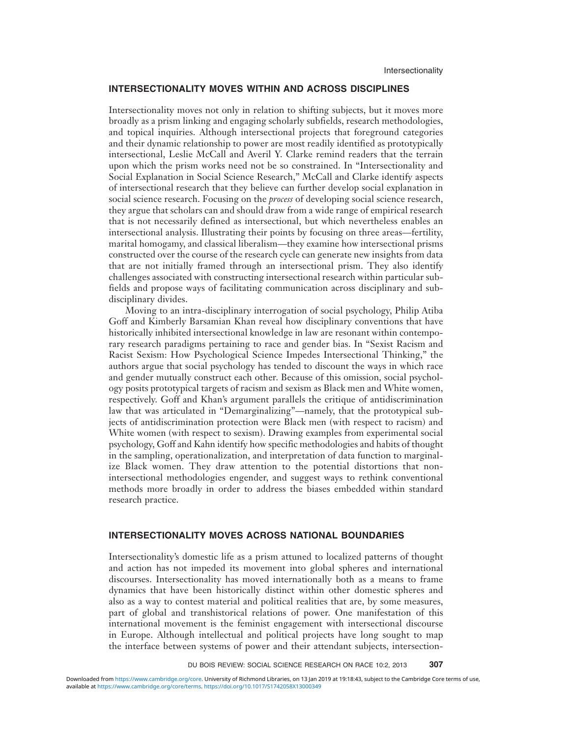## INTERSECTIONALITY MOVES WITHIN AND ACROSS DISCIPLINES

Intersectionality moves not only in relation to shifting subjects, but it moves more broadly as a prism linking and engaging scholarly subfields, research methodologies, and topical inquiries. Although intersectional projects that foreground categories and their dynamic relationship to power are most readily identified as prototypically intersectional, Leslie McCall and Averil Y. Clarke remind readers that the terrain upon which the prism works need not be so constrained. In "Intersectionality and Social Explanation in Social Science Research," McCall and Clarke identify aspects of intersectional research that they believe can further develop social explanation in social science research. Focusing on the *process* of developing social science research, they argue that scholars can and should draw from a wide range of empirical research that is not necessarily defined as intersectional, but which nevertheless enables an intersectional analysis. Illustrating their points by focusing on three areas—fertility, marital homogamy, and classical liberalism—they examine how intersectional prisms constructed over the course of the research cycle can generate new insights from data that are not initially framed through an intersectional prism. They also identify challenges associated with constructing intersectional research within particular subfields and propose ways of facilitating communication across disciplinary and subdisciplinary divides.

Moving to an intra-disciplinary interrogation of social psychology, Philip Atiba Goff and Kimberly Barsamian Khan reveal how disciplinary conventions that have historically inhibited intersectional knowledge in law are resonant within contemporary research paradigms pertaining to race and gender bias. In "Sexist Racism and Racist Sexism: How Psychological Science Impedes Intersectional Thinking," the authors argue that social psychology has tended to discount the ways in which race and gender mutually construct each other. Because of this omission, social psychology posits prototypical targets of racism and sexism as Black men and White women, respectively. Goff and Khan's argument parallels the critique of antidiscrimination law that was articulated in "Demarginalizing"—namely, that the prototypical subjects of antidiscrimination protection were Black men (with respect to racism) and White women (with respect to sexism). Drawing examples from experimental social psychology, Goff and Kahn identify how specific methodologies and habits of thought in the sampling, operationalization, and interpretation of data function to marginalize Black women. They draw attention to the potential distortions that non-intersectional methodologies engender, and suggest ways to rethink conventional methods more broadly in order to address the biases embedded within standard research practice.

## INTERSECTIONALITY MOVES ACROSS NATIONAL BOUNDARIES

Intersectionality's domestic life as a prism attuned to localized patterns of thought and action has not impeded its movement into global spheres and international discourses. Intersectionality has moved internationally both as a means to frame dynamics that have been historically distinct within other domestic spheres and also as a way to contest material and political realities that are, by some measures, part of global and transhistorical relations of power. One manifestation of this international movement is the feminist engagement with intersectional discourse in Europe. Although intellectual and political projects have long sought to map the interface between systems of power and their attendant subjects, intersection-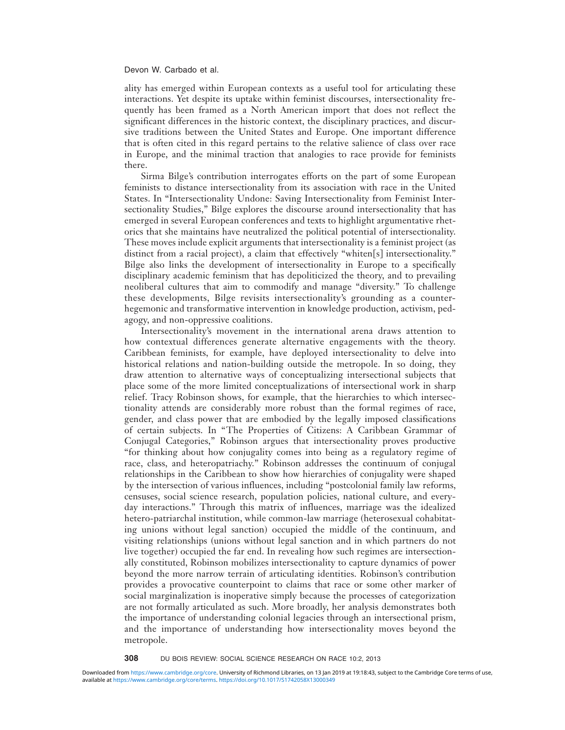ality has emerged within European contexts as a useful tool for articulating these interactions. Yet despite its uptake within feminist discourses, intersectionality frequently has been framed as a North American import that does not reflect the significant differences in the historic context, the disciplinary practices, and discursive traditions between the United States and Europe. One important difference that is often cited in this regard pertains to the relative salience of class over race in Europe, and the minimal traction that analogies to race provide for feminists there.

Sirma Bilge's contribution interrogates efforts on the part of some European feminists to distance intersectionality from its association with race in the United States. In "Intersectionality Undone: Saving Intersectionality from Feminist Intersectionality Studies," Bilge explores the discourse around intersectionality that has emerged in several European conferences and texts to highlight argumentative rhetorics that she maintains have neutralized the political potential of intersectionality. These moves include explicit arguments that intersectionality is a feminist project (as distinct from a racial project), a claim that effectively "whiten[s] intersectionality." Bilge also links the development of intersectionality in Europe to a specifically disciplinary academic feminism that has depoliticized the theory, and to prevailing neoliberal cultures that aim to commodify and manage "diversity." To challenge these developments, Bilge revisits intersectionality's grounding as a counter-hegemonic and transformative intervention in knowledge production, activism, pedagogy, and non-oppressive coalitions.

Intersectionality's movement in the international arena draws attention to how contextual differences generate alternative engagements with the theory. Caribbean feminists, for example, have deployed intersectionality to delve into historical relations and nation-building outside the metropole. In so doing, they draw attention to alternative ways of conceptualizing intersectional subjects that place some of the more limited conceptualizations of intersectional work in sharp relief. Tracy Robinson shows, for example, that the hierarchies to which intersectionality attends are considerably more robust than the formal regimes of race, gender, and class power that are embodied by the legally imposed classifications of certain subjects. In "The Properties of Citizens: A Caribbean Grammar of Conjugal Categories," Robinson argues that intersectionality proves productive "for thinking about how conjugality comes into being as a regulatory regime of race, class, and heteropatriachy." Robinson addresses the continuum of conjugal relationships in the Caribbean to show how hierarchies of conjugality were shaped by the intersection of various influences, including "postcolonial family law reforms, censuses, social science research, population policies, national culture, and everyday interactions." Through this matrix of influences, marriage was the idealized hetero-patriarchal institution, while common-law marriage (heterosexual cohabitating unions without legal sanction) occupied the middle of the continuum, and visiting relationships (unions without legal sanction and in which partners do not live together) occupied the far end. In revealing how such regimes are intersectionally constituted, Robinson mobilizes intersectionality to capture dynamics of power beyond the more narrow terrain of articulating identities. Robinson's contribution provides a provocative counterpoint to claims that race or some other marker of social marginalization is inoperative simply because the processes of categorization are not formally articulated as such. More broadly, her analysis demonstrates both the importance of understanding colonial legacies through an intersectional prism, and the importance of understanding how intersectionality moves beyond the metropole.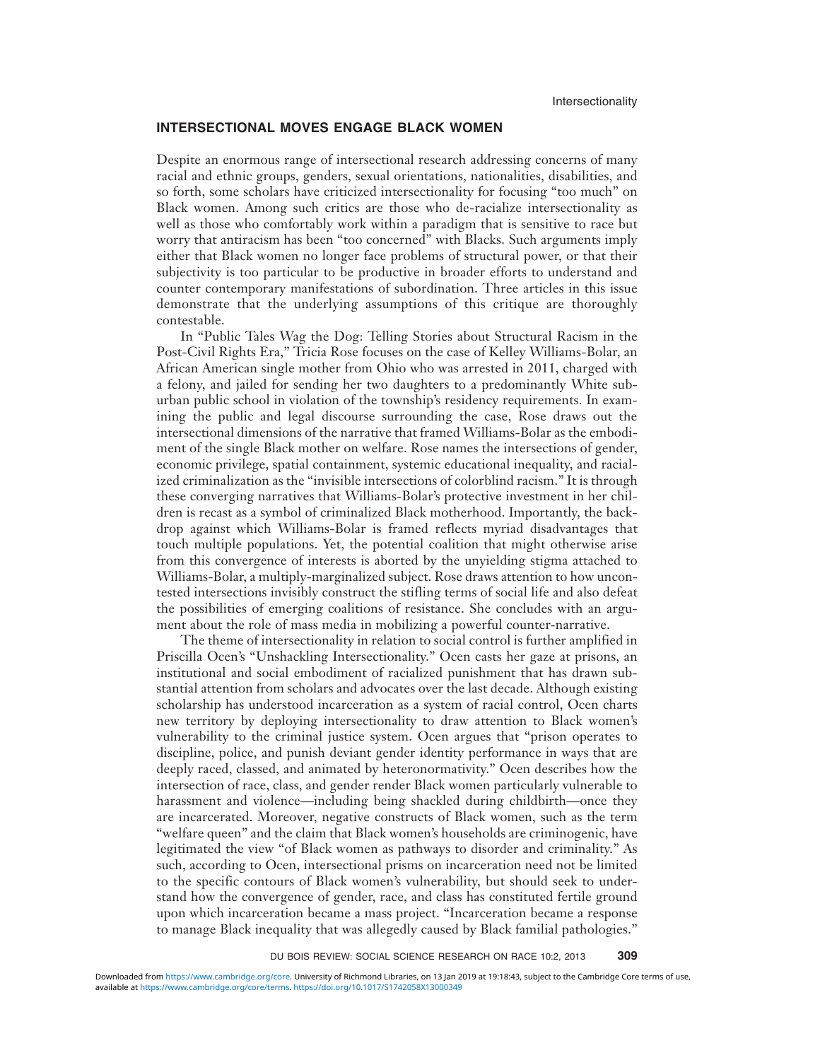## INTERSECTIONAL MOVES ENGAGE BLACK WOMEN

Despite an enormous range of intersectional research addressing concerns of many racial and ethnic groups, genders, sexual orientations, nationalities, disabilities, and so forth, some scholars have criticized intersectionality for focusing "too much" on Black women. Among such critics are those who de-racialize intersectionality as well as those who comfortably work within a paradigm that is sensitive to race but worry that antiracism has been "too concerned" with Blacks. Such arguments imply either that Black women no longer face problems of structural power, or that their subjectivity is too particular to be productive in broader efforts to understand and counter contemporary manifestations of subordination. Three articles in this issue demonstrate that the underlying assumptions of this critique are thoroughly contestable.

In "Public Tales Wag the Dog: Telling Stories about Structural Racism in the Post-Civil Rights Era," Tricia Rose focuses on the case of Kelley Williams-Bolar, an African American single mother from Ohio who was arrested in 2011, charged with a felony, and jailed for sending her two daughters to a predominantly White suburban public school in violation of the township's residency requirements. In examining the public and legal discourse surrounding the case, Rose draws out the intersectional dimensions of the narrative that framed Williams-Bolar as the embodiment of the single Black mother on welfare. Rose names the intersections of gender, economic privilege, spatial containment, systemic educational inequality, and racialized criminalization as the "invisible intersections of colorblind racism." It is through these converging narratives that Williams-Bolar's protective investment in her children is recast as a symbol of criminalized Black motherhood. Importantly, the backdrop against which Williams-Bolar is framed reflects myriad disadvantages that touch multiple populations. Yet, the potential coalition that might otherwise arise from this convergence of interests is aborted by the unyielding stigma attached to Williams-Bolar, a multiply-marginalized subject. Rose draws attention to how uncontested intersections invisibly construct the stifling terms of social life and also defeat the possibilities of emerging coalitions of resistance. She concludes with an argument about the role of mass media in mobilizing a powerful counter-narrative.

The theme of intersectionality in relation to social control is further amplified in Priscilla Ocen's "Unshackling Intersectionality." Ocen casts her gaze at prisons, an institutional and social embodiment of racialized punishment that has drawn substantial attention from scholars and advocates over the last decade. Although existing scholarship has understood incarceration as a system of racial control, Ocen charts new territory by deploying intersectionality to draw attention to Black women's vulnerability to the criminal justice system. Ocen argues that "prison operates to discipline, police, and punish deviant gender identity performance in ways that are deeply raced, classed, and animated by heteronormativity." Ocen describes how the intersection of race, class, and gender render Black women particularly vulnerable to harassment and violence—including being shackled during childbirth—once they are incarcerated. Moreover, negative constructs of Black women, such as the term "welfare queen" and the claim that Black women's households are criminogenic, have legitimated the view "of Black women as pathways to disorder and criminality." As such, according to Ocen, intersectional prisms on incarceration need not be limited to the specific contours of Black women's vulnerability, but should seek to understand how the convergence of gender, race, and class has constituted fertile ground upon which incarceration became a mass project. "Incarceration became a response to manage Black inequality that was allegedly caused by Black familial pathologies."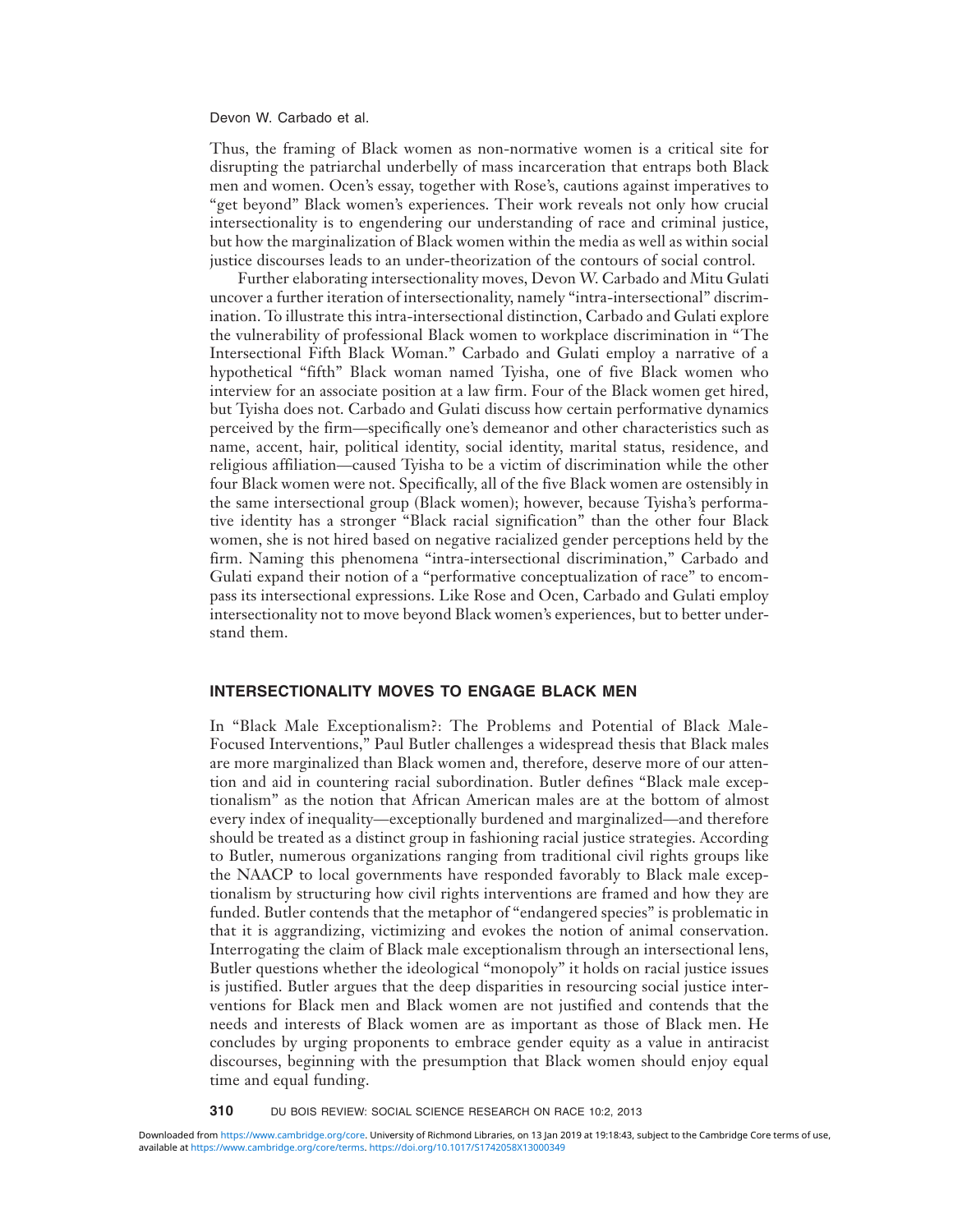Thus, the framing of Black women as non-normative women is a critical site for disrupting the patriarchal underbelly of mass incarceration that entraps both Black men and women. Ocen's essay, together with Rose's, cautions against imperatives to "get beyond" Black women's experiences. Their work reveals not only how crucial intersectionality is to engendering our understanding of race and criminal justice, but how the marginalization of Black women within the media as well as within social justice discourses leads to an under-theorization of the contours of social control.

Further elaborating intersectionality moves, Devon W. Carbado and Mitu Gulati uncover a further iteration of intersectionality, namely "intra-intersectional" discrimination. To illustrate this intra-intersectional distinction, Carbado and Gulati explore the vulnerability of professional Black women to workplace discrimination in "The Intersectional Fifth Black Woman." Carbado and Gulati employ a narrative of a hypothetical "fifth" Black woman named Tyisha, one of five Black women who interview for an associate position at a law firm. Four of the Black women get hired, but Tyisha does not. Carbado and Gulati discuss how certain performative dynamics perceived by the firm—specifically one's demeanor and other characteristics such as name, accent, hair, political identity, social identity, marital status, residence, and religious affiliation—caused Tyisha to be a victim of discrimination while the other four Black women were not. Specifically, all of the five Black women are ostensibly in the same intersectional group (Black women); however, because Tyisha's performative identity has a stronger "Black racial signification" than the other four Black women, she is not hired based on negative racialized gender perceptions held by the firm. Naming this phenomena "intra-intersectional discrimination," Carbado and Gulati expand their notion of a "performative conceptualization of race" to encompass its intersectional expressions. Like Rose and Ocen, Carbado and Gulati employ intersectionality not to move beyond Black women's experiences, but to better understand them.

## INTERSECTIONALITY MOVES TO ENGAGE BLACK MEN

In "Black Male Exceptionalism?: The Problems and Potential of Black Male-Focused Interventions," Paul Butler challenges a widespread thesis that Black males are more marginalized than Black women and, therefore, deserve more of our attention and aid in countering racial subordination. Butler defines "Black male exceptionalism" as the notion that African American males are at the bottom of almost every index of inequality—exceptionally burdened and marginalized—and therefore should be treated as a distinct group in fashioning racial justice strategies. According to Butler, numerous organizations ranging from traditional civil rights groups like the NAACP to local governments have responded favorably to Black male exceptionalism by structuring how civil rights interventions are framed and how they are funded. Butler contends that the metaphor of "endangered species" is problematic in that it is aggrandizing, victimizing and evokes the notion of animal conservation. Interrogating the claim of Black male exceptionalism through an intersectional lens, Butler questions whether the ideological "monopoly" it holds on racial justice issues is justified. Butler argues that the deep disparities in resourcing social justice interventions for Black men and Black women are not justified and contends that the needs and interests of Black women are as important as those of Black men. He concludes by urging proponents to embrace gender equity as a value in antiracist discourses, beginning with the presumption that Black women should enjoy equal time and equal funding.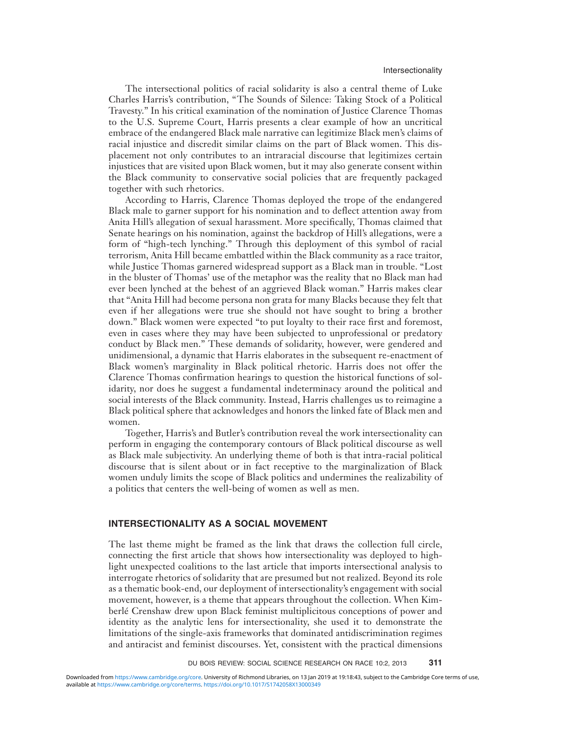The intersectional politics of racial solidarity is also a central theme of Luke Charles Harris's contribution, "The Sounds of Silence: Taking Stock of a Political Travesty." In his critical examination of the nomination of Justice Clarence Thomas to the U.S. Supreme Court, Harris presents a clear example of how an uncritical embrace of the endangered Black male narrative can legitimize Black men's claims of racial injustice and discredit similar claims on the part of Black women. This displacement not only contributes to an intraracial discourse that legitimizes certain injustices that are visited upon Black women, but it may also generate consent within the Black community to conservative social policies that are frequently packaged together with such rhetorics.

According to Harris, Clarence Thomas deployed the trope of the endangered Black male to garner support for his nomination and to deflect attention away from Anita Hill's allegation of sexual harassment. More specifically, Thomas claimed that Senate hearings on his nomination, against the backdrop of Hill's allegations, were a form of "high-tech lynching." Through this deployment of this symbol of racial terrorism, Anita Hill became embattled within the Black community as a race traitor, while Justice Thomas garnered widespread support as a Black man in trouble. "Lost in the bluster of Thomas' use of the metaphor was the reality that no Black man had ever been lynched at the behest of an aggrieved Black woman." Harris makes clear that "Anita Hill had become persona non grata for many Blacks because they felt that even if her allegations were true she should not have sought to bring a brother down." Black women were expected "to put loyalty to their race first and foremost, even in cases where they may have been subjected to unprofessional or predatory conduct by Black men." These demands of solidarity, however, were gendered and unidimensional, a dynamic that Harris elaborates in the subsequent re-enactment of Black women's marginality in Black political rhetoric. Harris does not offer the Clarence Thomas confirmation hearings to question the historical functions of solidarity, nor does he suggest a fundamental indeterminacy around the political and social interests of the Black community. Instead, Harris challenges us to reimagine a Black political sphere that acknowledges and honors the linked fate of Black men and women.

Together, Harris's and Butler's contribution reveal the work intersectionality can perform in engaging the contemporary contours of Black political discourse as well as Black male subjectivity. An underlying theme of both is that intra-racial political discourse that is silent about or in fact receptive to the marginalization of Black women unduly limits the scope of Black politics and undermines the realizability of a politics that centers the well-being of women as well as men.

## INTERSECTIONALITY AS A SOCIAL MOVEMENT

The last theme might be framed as the link that draws the collection full circle, connecting the first article that shows how intersectionality was deployed to highlight unexpected coalitions to the last article that imports intersectional analysis to interrogate rhetorics of solidarity that are presumed but not realized. Beyond its role as a thematic book-end, our deployment of intersectionality's engagement with social movement, however, is a theme that appears throughout the collection. When Kimberlé Crenshaw drew upon Black feminist multiplicitous conceptions of power and identity as the analytic lens for intersectionality, she used it to demonstrate the limitations of the single-axis frameworks that dominated antidiscrimination regimes and antiracist and feminist discourses. Yet, consistent with the practical dimensions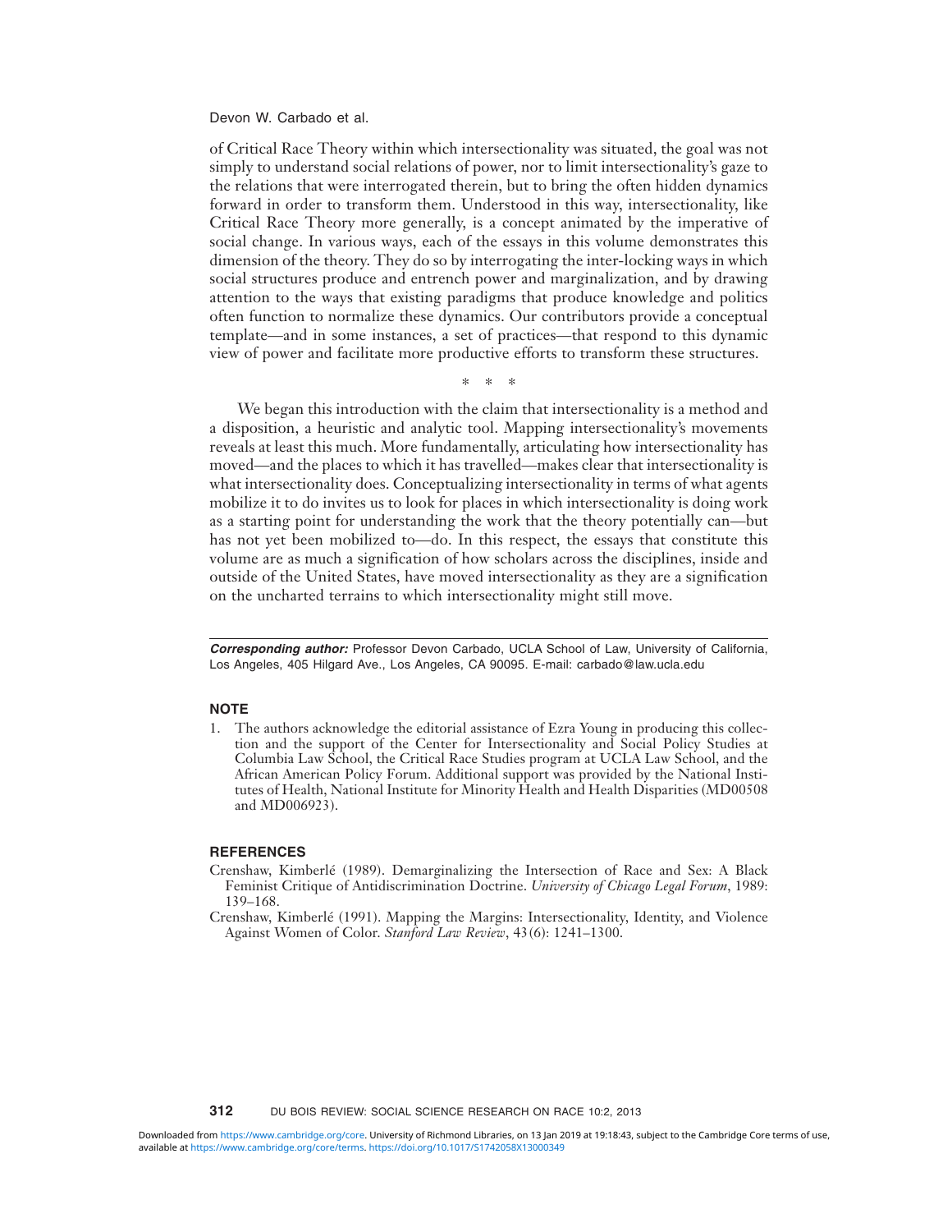of Critical Race Theory within which intersectionality was situated, the goal was not simply to understand social relations of power, nor to limit intersectionality's gaze to the relations that were interrogated therein, but to bring the often hidden dynamics forward in order to transform them. Understood in this way, intersectionality, like Critical Race Theory more generally, is a concept animated by the imperative of social change. In various ways, each of the essays in this volume demonstrates this dimension of the theory. They do so by interrogating the inter-locking ways in which social structures produce and entrench power and marginalization, and by drawing attention to the ways that existing paradigms that produce knowledge and politics often function to normalize these dynamics. Our contributors provide a conceptual template—and in some instances, a set of practices—that respond to this dynamic view of power and facilitate more productive efforts to transform these structures.

\* \* \*

We began this introduction with the claim that intersectionality is a method and a disposition, a heuristic and analytic tool. Mapping intersectionality's movements reveals at least this much. More fundamentally, articulating how intersectionality has moved—and the places to which it has travelled—makes clear that intersectionality is what intersectionality does. Conceptualizing intersectionality in terms of what agents mobilize it to do invites us to look for places in which intersectionality is doing work as a starting point for understanding the work that the theory potentially can—but has not yet been mobilized to—do. In this respect, the essays that constitute this volume are as much a signification of how scholars across the disciplines, inside and outside of the United States, have moved intersectionality as they are a signification on the uncharted terrains to which intersectionality might still move.

***Corresponding author:*** Professor Devon Carbado, UCLA School of Law, University of California, Los Angeles, 405 Hilgard Ave., Los Angeles, CA 90095. E-mail: carbado@law.ucla.edu

## NOTE

1. The authors acknowledge the editorial assistance of Ezra Young in producing this collection and the support of the Center for Intersectionality and Social Policy Studies at Columbia Law School, the Critical Race Studies program at UCLA Law School, and the African American Policy Forum. Additional support was provided by the National Institutes of Health, National Institute for Minority Health and Health Disparities (MD00508 and MD006923).

## REFERENCES

Crenshaw, Kimberlé (1989). Demarginalizing the Intersection of Race and Sex: A Black Feminist Critique of Antidiscrimination Doctrine. *University of Chicago Legal Forum*, 1989: 139–168.

Crenshaw, Kimberlé (1991). Mapping the Margins: Intersectionality, Identity, and Violence Against Women of Color. *Stanford Law Review*, 43(6): 1241–1300.